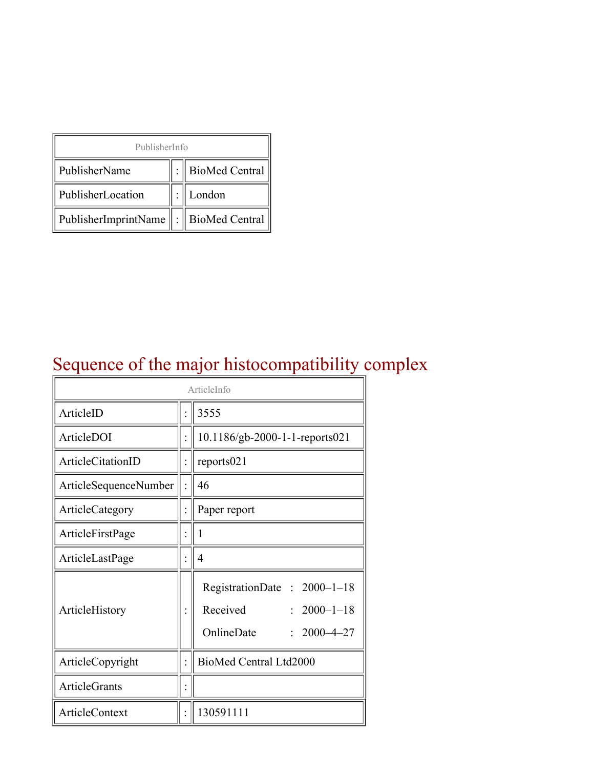| PublisherInfo | | |
|---|---|---|
| PublisherName | : | BioMed Central |
| PublisherLocation | : | London |
| PublisherImprintName | : | BioMed Central |

# Sequence of the major histocompatibility complex

| ArticleInfo | | |
|---|---|---|
| ArticleID | : | 3555 |
| ArticleDOI | : | 10.1186/gb-2000-1-1-reports021 |
| ArticleCitationID | : | reports021 |
| ArticleSequenceNumber | : | 46 |
| ArticleCategory | : | Paper report |
| ArticleFirstPage | : | 1 |
| ArticleLastPage | : | 4 |
| ArticleHistory | : | RegistrationDate : 2000–1–18<br>Received : 2000–1–18<br>OnlineDate : 2000–4–27 |
| ArticleCopyright | : | BioMed Central Ltd2000 |
| ArticleGrants | : | |
| ArticleContext | : | 130591111 |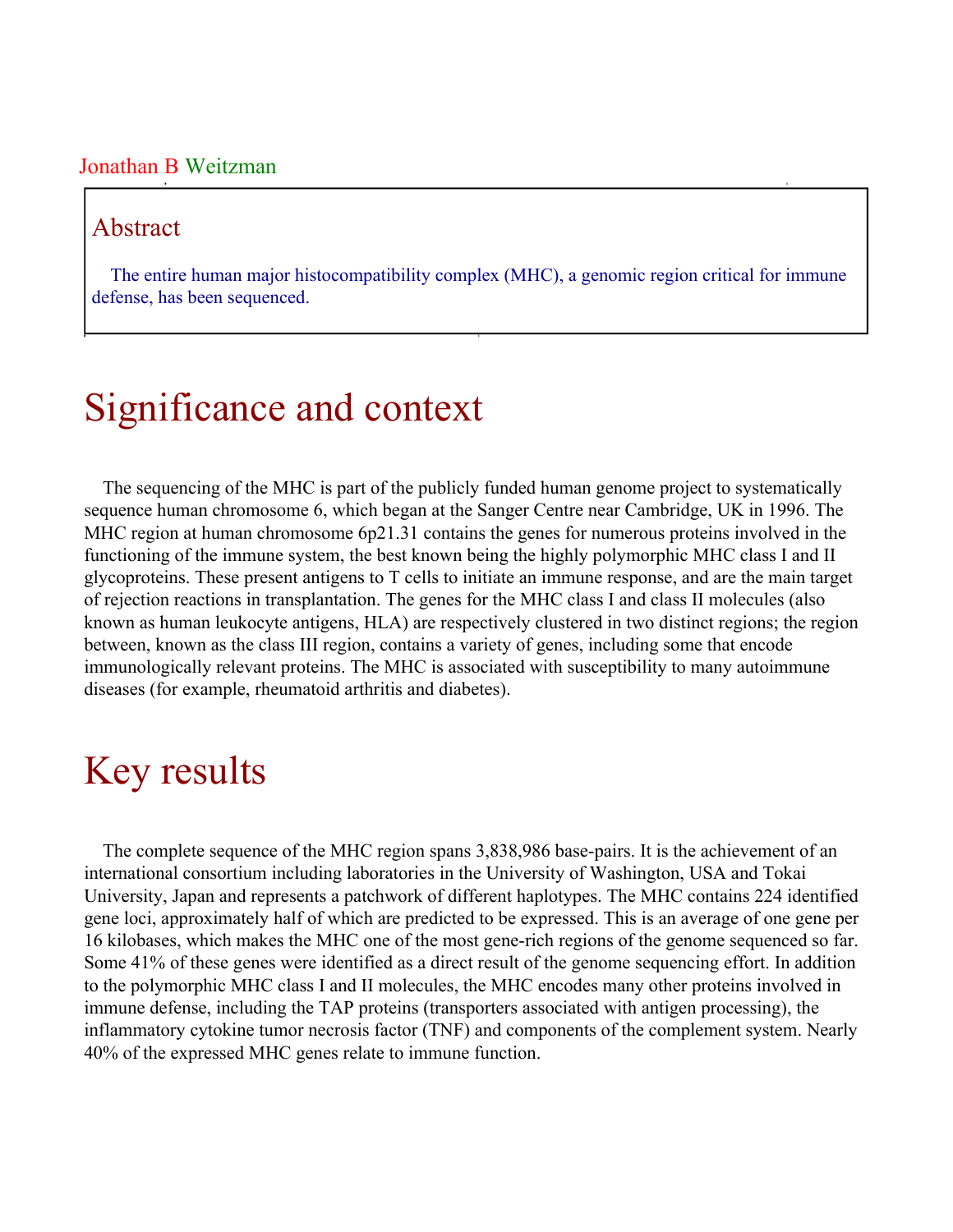Jonathan B Weitzman

## Abstract

The entire human major histocompatibility complex (MHC), a genomic region critical for immune defense, has been sequenced.

# Significance and context

The sequencing of the MHC is part of the publicly funded human genome project to systematically sequence human chromosome 6, which began at the Sanger Centre near Cambridge, UK in 1996. The MHC region at human chromosome 6p21.31 contains the genes for numerous proteins involved in the functioning of the immune system, the best known being the highly polymorphic MHC class I and II glycoproteins. These present antigens to T cells to initiate an immune response, and are the main target of rejection reactions in transplantation. The genes for the MHC class I and class II molecules (also known as human leukocyte antigens, HLA) are respectively clustered in two distinct regions; the region between, known as the class III region, contains a variety of genes, including some that encode immunologically relevant proteins. The MHC is associated with susceptibility to many autoimmune diseases (for example, rheumatoid arthritis and diabetes).

# Key results

The complete sequence of the MHC region spans 3,838,986 base-pairs. It is the achievement of an international consortium including laboratories in the University of Washington, USA and Tokai University, Japan and represents a patchwork of different haplotypes. The MHC contains 224 identified gene loci, approximately half of which are predicted to be expressed. This is an average of one gene per 16 kilobases, which makes the MHC one of the most gene-rich regions of the genome sequenced so far. Some 41% of these genes were identified as a direct result of the genome sequencing effort. In addition to the polymorphic MHC class I and II molecules, the MHC encodes many other proteins involved in immune defense, including the TAP proteins (transporters associated with antigen processing), the inflammatory cytokine tumor necrosis factor (TNF) and components of the complement system. Nearly 40% of the expressed MHC genes relate to immune function.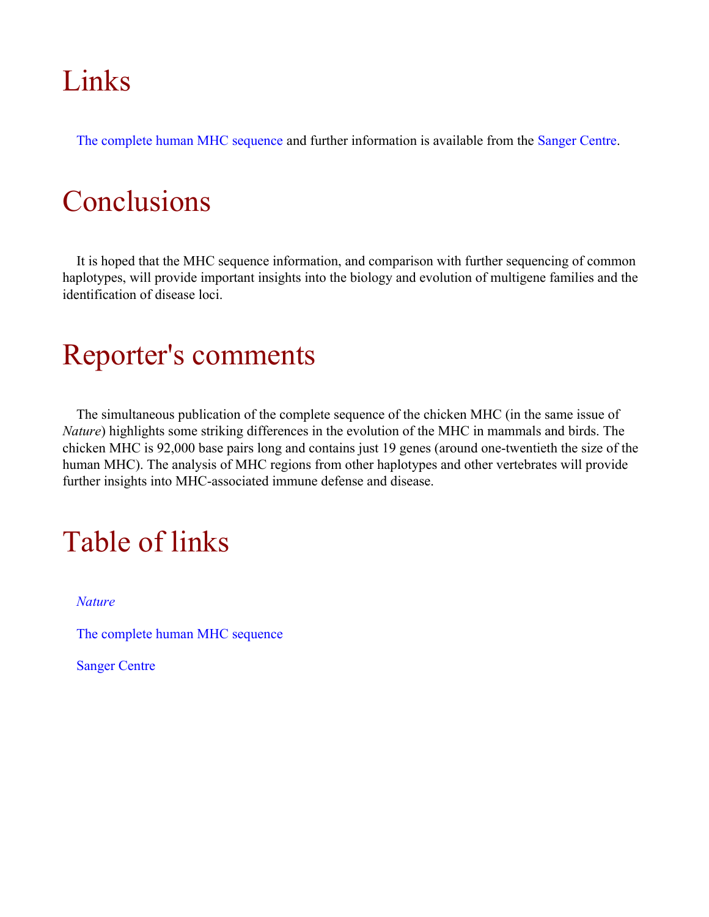# Links

The complete human MHC sequence and further information is available from the Sanger Centre.

# Conclusions

It is hoped that the MHC sequence information, and comparison with further sequencing of common haplotypes, will provide important insights into the biology and evolution of multigene families and the identification of disease loci.

# Reporter's comments

The simultaneous publication of the complete sequence of the chicken MHC (in the same issue of *Nature*) highlights some striking differences in the evolution of the MHC in mammals and birds. The chicken MHC is 92,000 base pairs long and contains just 19 genes (around one-twentieth the size of the human MHC). The analysis of MHC regions from other haplotypes and other vertebrates will provide further insights into MHC-associated immune defense and disease.

# Table of links

*Nature*

The complete human MHC sequence

Sanger Centre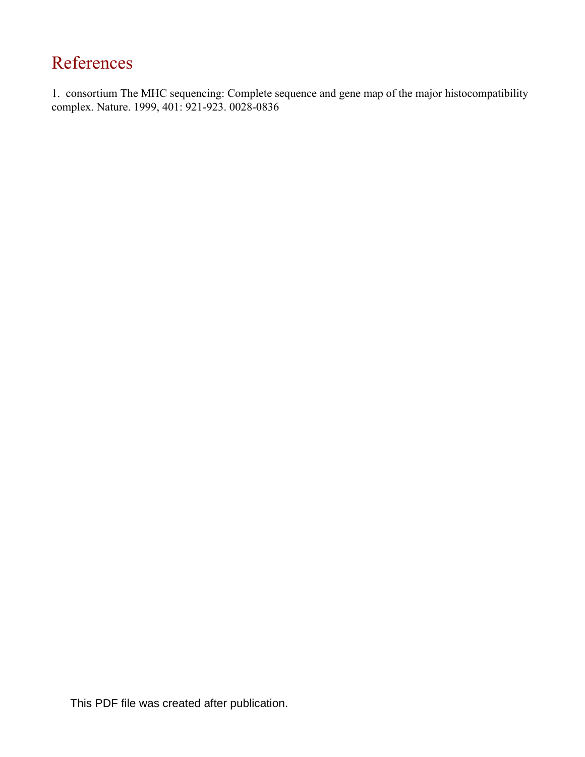# References

1. consortium The MHC sequencing: Complete sequence and gene map of the major histocompatibility complex. Nature. 1999, 401: 921-923. 0028-0836

This PDF file was created after publication.